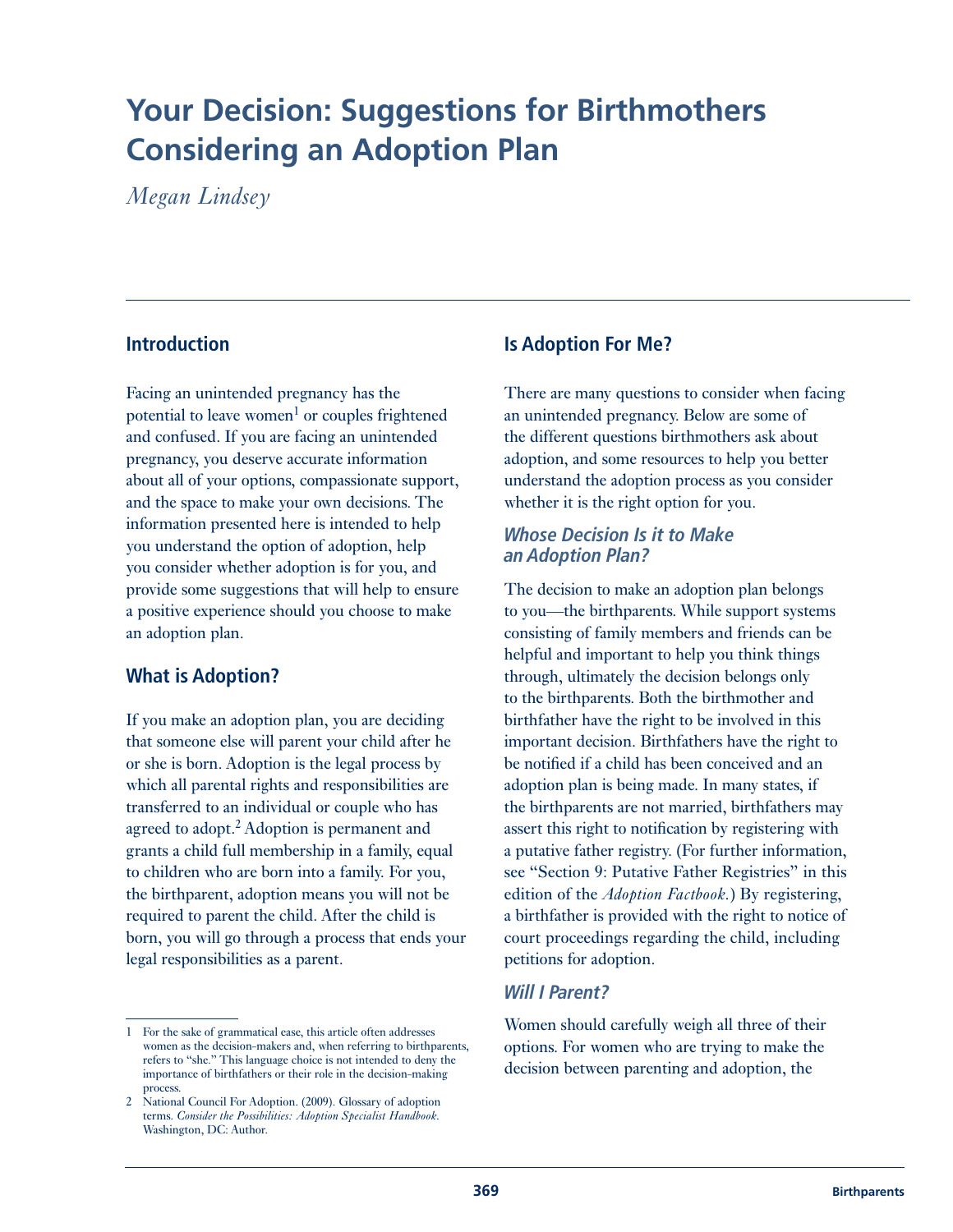# Your Decision: Suggestions for Birthmothers Considering an Adoption Plan

*Megan Lindsey*

## Introduction

Facing an unintended pregnancy has the potential to leave women[1] or couples frightened and confused. If you are facing an unintended pregnancy, you deserve accurate information about all of your options, compassionate support, and the space to make your own decisions. The information presented here is intended to help you understand the option of adoption, help you consider whether adoption is for you, and provide some suggestions that will help to ensure a positive experience should you choose to make an adoption plan.

## What is Adoption?

If you make an adoption plan, you are deciding that someone else will parent your child after he or she is born. Adoption is the legal process by which all parental rights and responsibilities are transferred to an individual or couple who has agreed to adopt.[2] Adoption is permanent and grants a child full membership in a family, equal to children who are born into a family. For you, the birthparent, adoption means you will not be required to parent the child. After the child is born, you will go through a process that ends your legal responsibilities as a parent.

## Is Adoption For Me?

There are many questions to consider when facing an unintended pregnancy. Below are some of the different questions birthmothers ask about adoption, and some resources to help you better understand the adoption process as you consider whether it is the right option for you.

### *Whose Decision Is it to Make an Adoption Plan?*

The decision to make an adoption plan belongs to you—the birthparents. While support systems consisting of family members and friends can be helpful and important to help you think things through, ultimately the decision belongs only to the birthparents. Both the birthmother and birthfather have the right to be involved in this important decision. Birthfathers have the right to be notified if a child has been conceived and an adoption plan is being made. In many states, if the birthparents are not married, birthfathers may assert this right to notification by registering with a putative father registry. (For further information, see "Section 9: Putative Father Registries" in this edition of the *Adoption Factbook*.) By registering, a birthfather is provided with the right to notice of court proceedings regarding the child, including petitions for adoption.

### *Will I Parent?*

Women should carefully weigh all three of their options. For women who are trying to make the decision between parenting and adoption, the

---

1 For the sake of grammatical ease, this article often addresses women as the decision-makers and, when referring to birthparents, refers to "she." This language choice is not intended to deny the importance of birthfathers or their role in the decision-making process.

2 National Council For Adoption. (2009). Glossary of adoption terms. *Consider the Possibilities: Adoption Specialist Handbook*. Washington, DC: Author.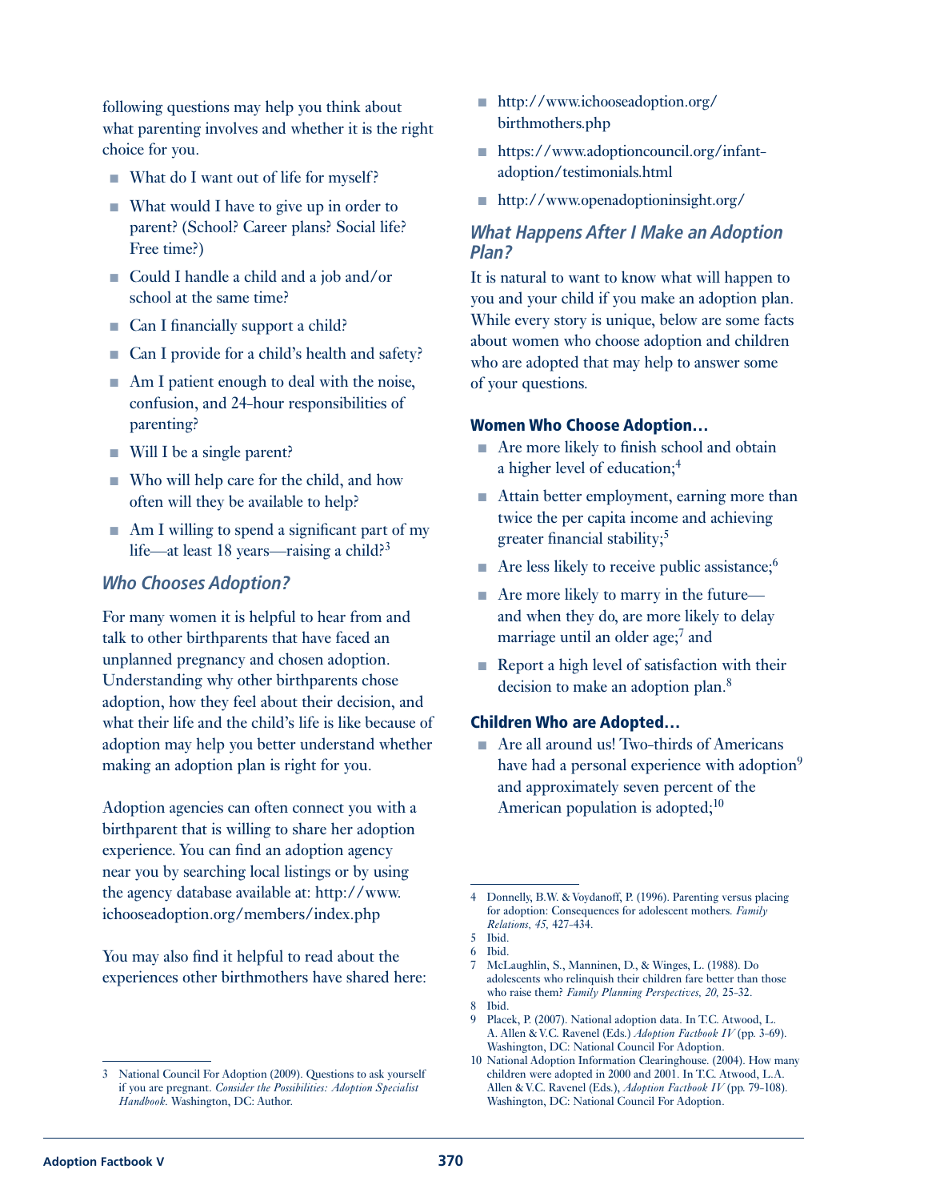following questions may help you think about what parenting involves and whether it is the right choice for you.

- What do I want out of life for myself?
- What would I have to give up in order to parent? (School? Career plans? Social life? Free time?)
- Could I handle a child and a job and/or school at the same time?
- Can I financially support a child?
- Can I provide for a child's health and safety?
- Am I patient enough to deal with the noise, confusion, and 24-hour responsibilities of parenting?
- Will I be a single parent?
- Who will help care for the child, and how often will they be available to help?
- Am I willing to spend a significant part of my life—at least 18 years—raising a child?[3]

### *Who Chooses Adoption?*

For many women it is helpful to hear from and talk to other birthparents that have faced an unplanned pregnancy and chosen adoption. Understanding why other birthparents chose adoption, how they feel about their decision, and what their life and the child's life is like because of adoption may help you better understand whether making an adoption plan is right for you.

Adoption agencies can often connect you with a birthparent that is willing to share her adoption experience. You can find an adoption agency near you by searching local listings or by using the agency database available at: http://www.ichooseadoption.org/members/index.php

You may also find it helpful to read about the experiences other birthmothers have shared here:

- http://www.ichooseadoption.org/birthmothers.php
- https://www.adoptioncouncil.org/infant-adoption/testimonials.html
- http://www.openadoptioninsight.org/

### *What Happens After I Make an Adoption Plan?*

It is natural to want to know what will happen to you and your child if you make an adoption plan. While every story is unique, below are some facts about women who choose adoption and children who are adopted that may help to answer some of your questions.

#### Women Who Choose Adoption…

- Are more likely to finish school and obtain a higher level of education;[4]
- Attain better employment, earning more than twice the per capita income and achieving greater financial stability;[5]
- Are less likely to receive public assistance;[6]
- Are more likely to marry in the future—and when they do, are more likely to delay marriage until an older age;[7] and
- Report a high level of satisfaction with their decision to make an adoption plan.[8]

#### Children Who are Adopted…

- Are all around us! Two-thirds of Americans have had a personal experience with adoption[9] and approximately seven percent of the American population is adopted;[10]

---

3 National Council For Adoption (2009). Questions to ask yourself if you are pregnant. *Consider the Possibilities: Adoption Specialist Handbook*. Washington, DC: Author.

4 Donnelly, B.W. & Voydanoff, P. (1996). Parenting versus placing for adoption: Consequences for adolescent mothers. *Family Relations, 45,* 427-434.

5 Ibid.

6 Ibid.

7 McLaughlin, S., Manninen, D., & Winges, L. (1988). Do adolescents who relinquish their children fare better than those who raise them? *Family Planning Perspectives, 20,* 25-32.

8 Ibid.

9 Placek, P. (2007). National adoption data. In T.C. Atwood, L. A. Allen & V.C. Ravenel (Eds.) *Adoption Factbook IV* (pp. 3-69). Washington, DC: National Council For Adoption.

10 National Adoption Information Clearinghouse. (2004). How many children were adopted in 2000 and 2001. In T.C. Atwood, L.A. Allen & V.C. Ravenel (Eds.), *Adoption Factbook IV* (pp. 79-108). Washington, DC: National Council For Adoption.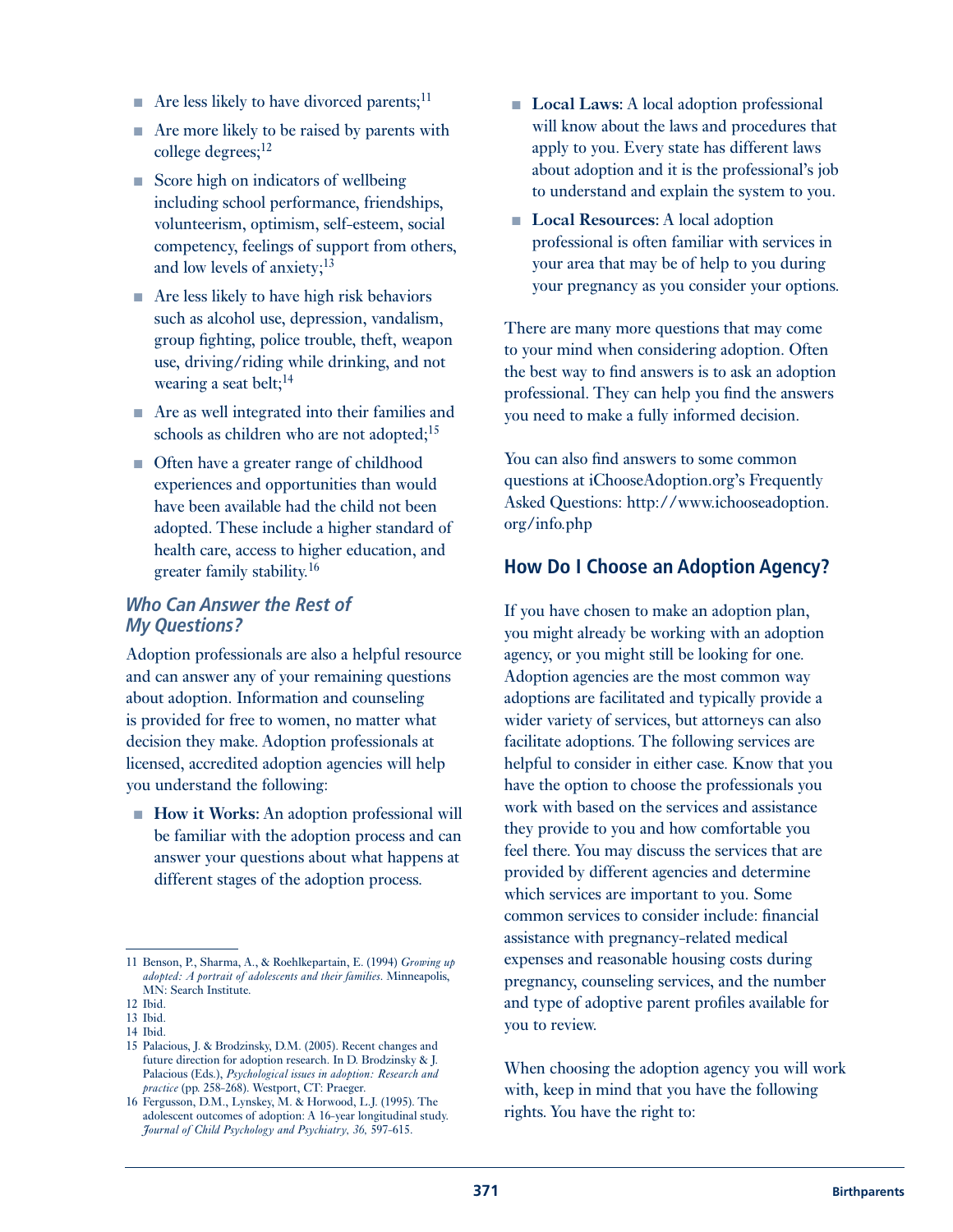- Are less likely to have divorced parents;[11]
- Are more likely to be raised by parents with college degrees;[12]
- Score high on indicators of wellbeing including school performance, friendships, volunteerism, optimism, self-esteem, social competency, feelings of support from others, and low levels of anxiety;[13]
- Are less likely to have high risk behaviors such as alcohol use, depression, vandalism, group fighting, police trouble, theft, weapon use, driving/riding while drinking, and not wearing a seat belt;[14]
- Are as well integrated into their families and schools as children who are not adopted;[15]
- Often have a greater range of childhood experiences and opportunities than would have been available had the child not been adopted. These include a higher standard of health care, access to higher education, and greater family stability.[16]

### *Who Can Answer the Rest of My Questions?*

Adoption professionals are also a helpful resource and can answer any of your remaining questions about adoption. Information and counseling is provided for free to women, no matter what decision they make. Adoption professionals at licensed, accredited adoption agencies will help you understand the following:

- **How it Works:** An adoption professional will be familiar with the adoption process and can answer your questions about what happens at different stages of the adoption process.
- **Local Laws:** A local adoption professional will know about the laws and procedures that apply to you. Every state has different laws about adoption and it is the professional's job to understand and explain the system to you.
- **Local Resources:** A local adoption professional is often familiar with services in your area that may be of help to you during your pregnancy as you consider your options.

There are many more questions that may come to your mind when considering adoption. Often the best way to find answers is to ask an adoption professional. They can help you find the answers you need to make a fully informed decision.

You can also find answers to some common questions at iChooseAdoption.org's Frequently Asked Questions: http://www.ichooseadoption.org/info.php

## How Do I Choose an Adoption Agency?

If you have chosen to make an adoption plan, you might already be working with an adoption agency, or you might still be looking for one. Adoption agencies are the most common way adoptions are facilitated and typically provide a wider variety of services, but attorneys can also facilitate adoptions. The following services are helpful to consider in either case. Know that you have the option to choose the professionals you work with based on the services and assistance they provide to you and how comfortable you feel there. You may discuss the services that are provided by different agencies and determine which services are important to you. Some common services to consider include: financial assistance with pregnancy-related medical expenses and reasonable housing costs during pregnancy, counseling services, and the number and type of adoptive parent profiles available for you to review.

When choosing the adoption agency you will work with, keep in mind that you have the following rights. You have the right to:

---

11 Benson, P., Sharma, A., & Roehlkepartain, E. (1994) *Growing up adopted: A portrait of adolescents and their families.* Minneapolis, MN: Search Institute.

12 Ibid.

13 Ibid.

14 Ibid.

15 Palacious, J. & Brodzinsky, D.M. (2005). Recent changes and future direction for adoption research. In D. Brodzinsky & J. Palacious (Eds.), *Psychological issues in adoption: Research and practice* (pp. 258-268). Westport, CT: Praeger.

16 Fergusson, D.M., Lynskey, M. & Horwood, L.J. (1995). The adolescent outcomes of adoption: A 16-year longitudinal study. *Journal of Child Psychology and Psychiatry, 36,* 597-615.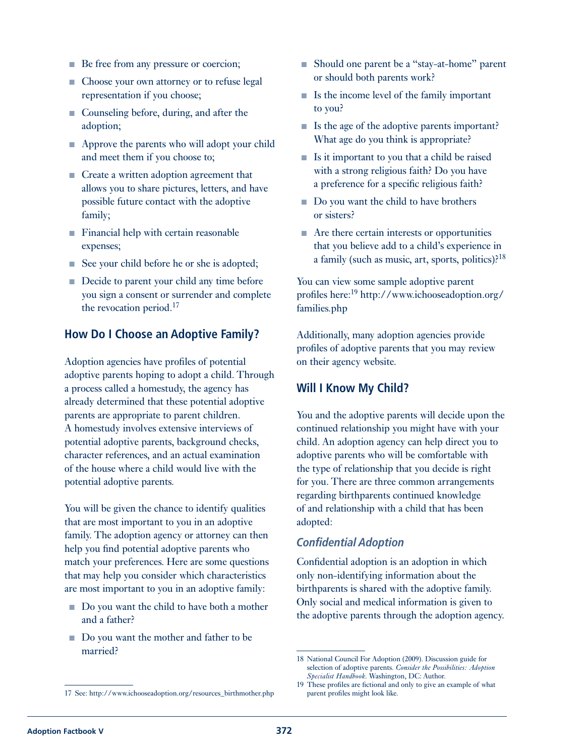- Be free from any pressure or coercion;
- Choose your own attorney or to refuse legal representation if you choose;
- Counseling before, during, and after the adoption;
- Approve the parents who will adopt your child and meet them if you choose to;
- Create a written adoption agreement that allows you to share pictures, letters, and have possible future contact with the adoptive family;
- Financial help with certain reasonable expenses;
- See your child before he or she is adopted;
- Decide to parent your child any time before you sign a consent or surrender and complete the revocation period.[17]

## How Do I Choose an Adoptive Family?

Adoption agencies have profiles of potential adoptive parents hoping to adopt a child. Through a process called a homestudy, the agency has already determined that these potential adoptive parents are appropriate to parent children. A homestudy involves extensive interviews of potential adoptive parents, background checks, character references, and an actual examination of the house where a child would live with the potential adoptive parents.

You will be given the chance to identify qualities that are most important to you in an adoptive family. The adoption agency or attorney can then help you find potential adoptive parents who match your preferences. Here are some questions that may help you consider which characteristics are most important to you in an adoptive family:

- Do you want the child to have both a mother and a father?
- Do you want the mother and father to be married?
- Should one parent be a "stay-at-home" parent or should both parents work?
- Is the income level of the family important to you?
- Is the age of the adoptive parents important? What age do you think is appropriate?
- Is it important to you that a child be raised with a strong religious faith? Do you have a preference for a specific religious faith?
- Do you want the child to have brothers or sisters?
- Are there certain interests or opportunities that you believe add to a child's experience in a family (such as music, art, sports, politics)?[18]

You can view some sample adoptive parent profiles here:[19] http://www.ichooseadoption.org/families.php

Additionally, many adoption agencies provide profiles of adoptive parents that you may review on their agency website.

## Will I Know My Child?

You and the adoptive parents will decide upon the continued relationship you might have with your child. An adoption agency can help direct you to adoptive parents who will be comfortable with the type of relationship that you decide is right for you. There are three common arrangements regarding birthparents continued knowledge of and relationship with a child that has been adopted:

### *Confidential Adoption*

Confidential adoption is an adoption in which only non-identifying information about the birthparents is shared with the adoptive family. Only social and medical information is given to the adoptive parents through the adoption agency.

---

17 See: http://www.ichooseadoption.org/resources_birthmother.php

18 National Council For Adoption (2009). Discussion guide for selection of adoptive parents. *Consider the Possibilities: Adoption Specialist Handbook*. Washington, DC: Author.

19 These profiles are fictional and only to give an example of what parent profiles might look like.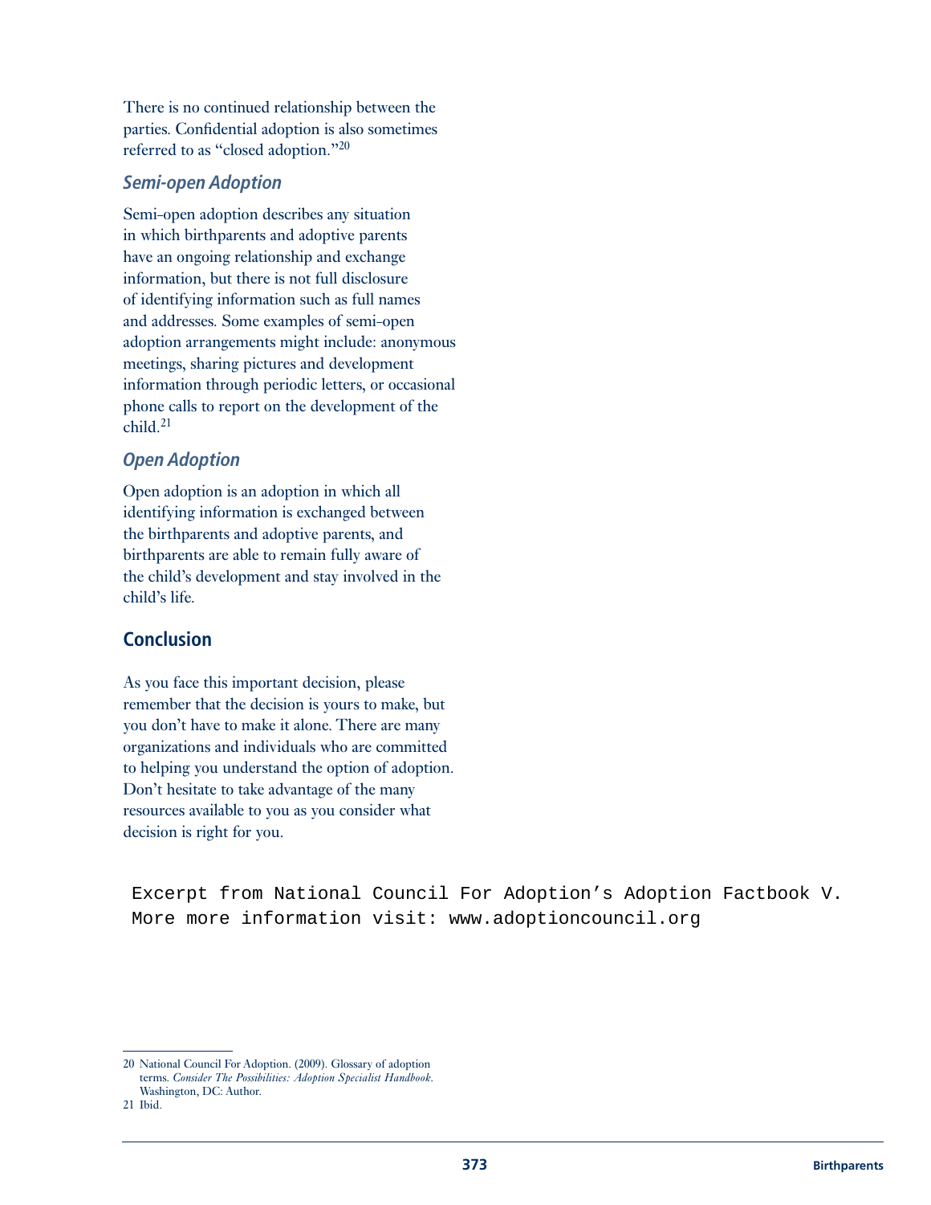There is no continued relationship between the parties. Confidential adoption is also sometimes referred to as "closed adoption."[20]

### *Semi-open Adoption*

Semi-open adoption describes any situation in which birthparents and adoptive parents have an ongoing relationship and exchange information, but there is not full disclosure of identifying information such as full names and addresses. Some examples of semi-open adoption arrangements might include: anonymous meetings, sharing pictures and development information through periodic letters, or occasional phone calls to report on the development of the child.[21]

### *Open Adoption*

Open adoption is an adoption in which all identifying information is exchanged between the birthparents and adoptive parents, and birthparents are able to remain fully aware of the child's development and stay involved in the child's life.

## Conclusion

As you face this important decision, please remember that the decision is yours to make, but you don't have to make it alone. There are many organizations and individuals who are committed to helping you understand the option of adoption. Don't hesitate to take advantage of the many resources available to you as you consider what decision is right for you.

Excerpt from National Council For Adoption's Adoption Factbook V. More more information visit: www.adoptioncouncil.org

---

20 National Council For Adoption. (2009). Glossary of adoption terms. *Consider The Possibilities: Adoption Specialist Handbook*. Washington, DC: Author.

21 Ibid.